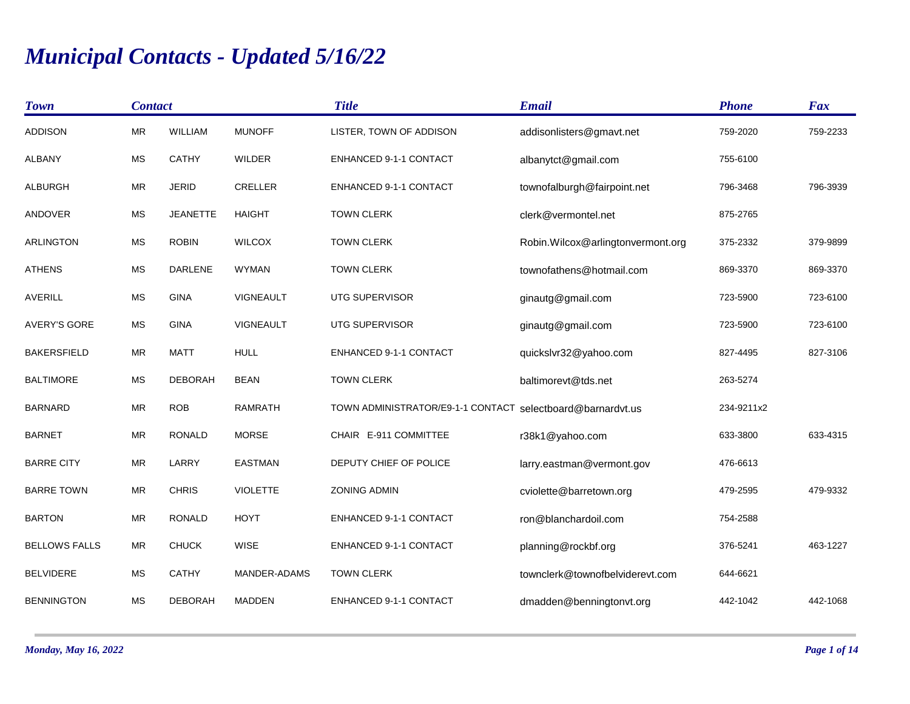# *Municipal Contacts - Updated 5/16/22*

| Town | Contact | | | Title | Email | Phone | Fax |
|---|---|---|---|---|---|---|---|
| ADDISON | MR | WILLIAM | MUNOFF | LISTER, TOWN OF ADDISON | addisonlisters@gmavt.net | 759-2020 | 759-2233 |
| ALBANY | MS | CATHY | WILDER | ENHANCED 9-1-1 CONTACT | albanytct@gmail.com | 755-6100 | |
| ALBURGH | MR | JERID | CRELLER | ENHANCED 9-1-1 CONTACT | townofalburgh@fairpoint.net | 796-3468 | 796-3939 |
| ANDOVER | MS | JEANETTE | HAIGHT | TOWN CLERK | clerk@vermontel.net | 875-2765 | |
| ARLINGTON | MS | ROBIN | WILCOX | TOWN CLERK | Robin.Wilcox@arlingtonvermont.org | 375-2332 | 379-9899 |
| ATHENS | MS | DARLENE | WYMAN | TOWN CLERK | townofathens@hotmail.com | 869-3370 | 869-3370 |
| AVERILL | MS | GINA | VIGNEAULT | UTG SUPERVISOR | ginautg@gmail.com | 723-5900 | 723-6100 |
| AVERY'S GORE | MS | GINA | VIGNEAULT | UTG SUPERVISOR | ginautg@gmail.com | 723-5900 | 723-6100 |
| BAKERSFIELD | MR | MATT | HULL | ENHANCED 9-1-1 CONTACT | quickslvr32@yahoo.com | 827-4495 | 827-3106 |
| BALTIMORE | MS | DEBORAH | BEAN | TOWN CLERK | baltimorevt@tds.net | 263-5274 | |
| BARNARD | MR | ROB | RAMRATH | TOWN ADMINISTRATOR/E9-1-1 CONTACT | selectboard@barnardvt.us | 234-9211x2 | |
| BARNET | MR | RONALD | MORSE | CHAIR E-911 COMMITTEE | r38k1@yahoo.com | 633-3800 | 633-4315 |
| BARRE CITY | MR | LARRY | EASTMAN | DEPUTY CHIEF OF POLICE | larry.eastman@vermont.gov | 476-6613 | |
| BARRE TOWN | MR | CHRIS | VIOLETTE | ZONING ADMIN | cviolette@barretown.org | 479-2595 | 479-9332 |
| BARTON | MR | RONALD | HOYT | ENHANCED 9-1-1 CONTACT | ron@blanchardoil.com | 754-2588 | |
| BELLOWS FALLS | MR | CHUCK | WISE | ENHANCED 9-1-1 CONTACT | planning@rockbf.org | 376-5241 | 463-1227 |
| BELVIDERE | MS | CATHY | MANDER-ADAMS | TOWN CLERK | townclerk@townofbelviderevt.com | 644-6621 | |
| BENNINGTON | MS | DEBORAH | MADDEN | ENHANCED 9-1-1 CONTACT | dmadden@benningtonvt.org | 442-1042 | 442-1068 |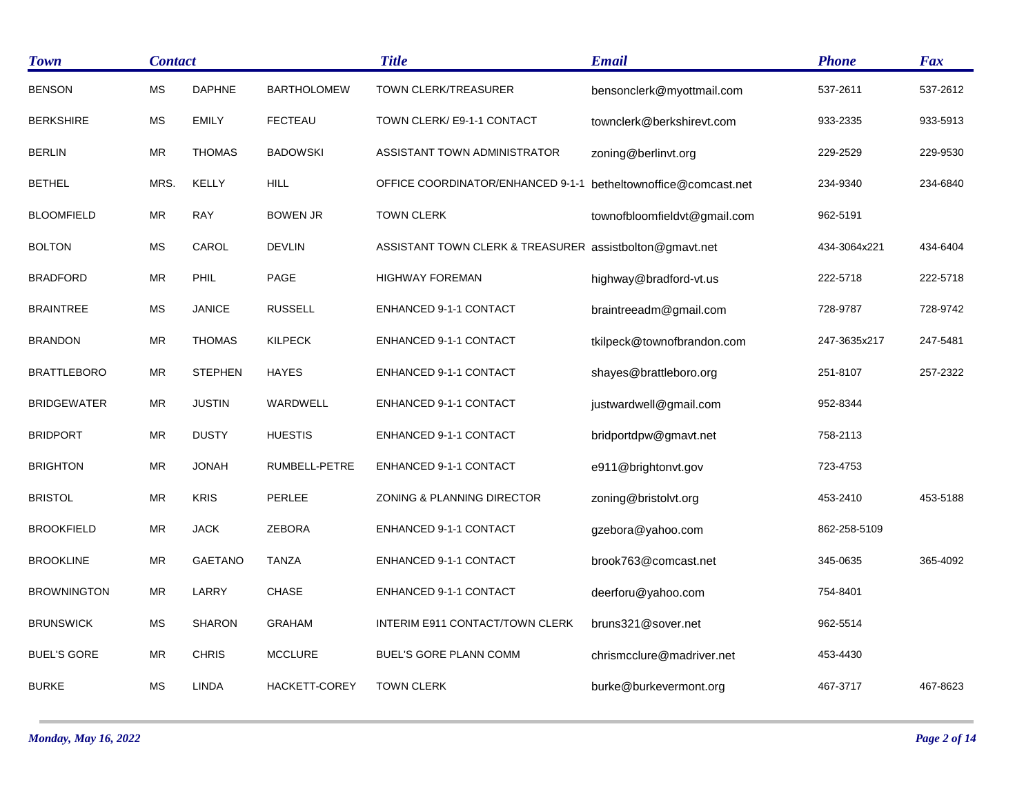| Town | Contact | | | Title | Email | Phone | Fax |
|---|---|---|---|---|---|---|---|
| BENSON | MS | DAPHNE | BARTHOLOMEW | TOWN CLERK/TREASURER | bensonclerk@myottmail.com | 537-2611 | 537-2612 |
| BERKSHIRE | MS | EMILY | FECTEAU | TOWN CLERK/ E9-1-1 CONTACT | townclerk@berkshirevt.com | 933-2335 | 933-5913 |
| BERLIN | MR | THOMAS | BADOWSKI | ASSISTANT TOWN ADMINISTRATOR | zoning@berlinvt.org | 229-2529 | 229-9530 |
| BETHEL | MRS. | KELLY | HILL | OFFICE COORDINATOR/ENHANCED 9-1-1 | betheltownoffice@comcast.net | 234-9340 | 234-6840 |
| BLOOMFIELD | MR | RAY | BOWEN JR | TOWN CLERK | townofbloomfieldvt@gmail.com | 962-5191 | |
| BOLTON | MS | CAROL | DEVLIN | ASSISTANT TOWN CLERK & TREASURER | assistbolton@gmavt.net | 434-3064x221 | 434-6404 |
| BRADFORD | MR | PHIL | PAGE | HIGHWAY FOREMAN | highway@bradford-vt.us | 222-5718 | 222-5718 |
| BRAINTREE | MS | JANICE | RUSSELL | ENHANCED 9-1-1 CONTACT | braintreeadm@gmail.com | 728-9787 | 728-9742 |
| BRANDON | MR | THOMAS | KILPECK | ENHANCED 9-1-1 CONTACT | tkilpeck@townofbrandon.com | 247-3635x217 | 247-5481 |
| BRATTLEBORO | MR | STEPHEN | HAYES | ENHANCED 9-1-1 CONTACT | shayes@brattleboro.org | 251-8107 | 257-2322 |
| BRIDGEWATER | MR | JUSTIN | WARDWELL | ENHANCED 9-1-1 CONTACT | justwardwell@gmail.com | 952-8344 | |
| BRIDPORT | MR | DUSTY | HUESTIS | ENHANCED 9-1-1 CONTACT | bridportdpw@gmavt.net | 758-2113 | |
| BRIGHTON | MR | JONAH | RUMBELL-PETRE | ENHANCED 9-1-1 CONTACT | e911@brightonvt.gov | 723-4753 | |
| BRISTOL | MR | KRIS | PERLEE | ZONING & PLANNING DIRECTOR | zoning@bristolvt.org | 453-2410 | 453-5188 |
| BROOKFIELD | MR | JACK | ZEBORA | ENHANCED 9-1-1 CONTACT | gzebora@yahoo.com | 862-258-5109 | |
| BROOKLINE | MR | GAETANO | TANZA | ENHANCED 9-1-1 CONTACT | brook763@comcast.net | 345-0635 | 365-4092 |
| BROWNINGTON | MR | LARRY | CHASE | ENHANCED 9-1-1 CONTACT | deerforu@yahoo.com | 754-8401 | |
| BRUNSWICK | MS | SHARON | GRAHAM | INTERIM E911 CONTACT/TOWN CLERK | bruns321@sover.net | 962-5514 | |
| BUEL'S GORE | MR | CHRIS | MCCLURE | BUEL'S GORE PLANN COMM | chrismcclure@madriver.net | 453-4430 | |
| BURKE | MS | LINDA | HACKETT-COREY | TOWN CLERK | burke@burkevermont.org | 467-3717 | 467-8623 |

*Monday, May 16, 2022*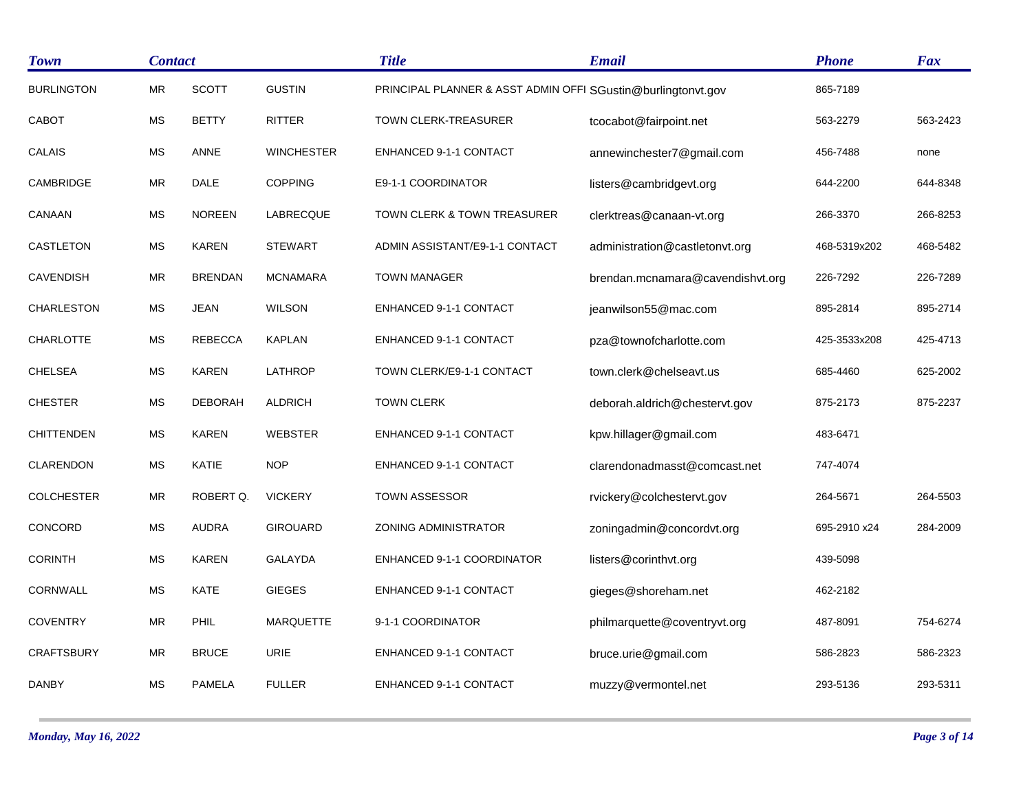| Town | Contact | | | Title | Email | Phone | Fax |
|---|---|---|---|---|---|---|---|
| BURLINGTON | MR | SCOTT | GUSTIN | PRINCIPAL PLANNER & ASST ADMIN OFFI | SGustin@burlingtonvt.gov | 865-7189 | |
| CABOT | MS | BETTY | RITTER | TOWN CLERK-TREASURER | tcocabot@fairpoint.net | 563-2279 | 563-2423 |
| CALAIS | MS | ANNE | WINCHESTER | ENHANCED 9-1-1 CONTACT | annewinchester7@gmail.com | 456-7488 | none |
| CAMBRIDGE | MR | DALE | COPPING | E9-1-1 COORDINATOR | listers@cambridgevt.org | 644-2200 | 644-8348 |
| CANAAN | MS | NOREEN | LABRECQUE | TOWN CLERK & TOWN TREASURER | clerktreas@canaan-vt.org | 266-3370 | 266-8253 |
| CASTLETON | MS | KAREN | STEWART | ADMIN ASSISTANT/E9-1-1 CONTACT | administration@castletonvt.org | 468-5319x202 | 468-5482 |
| CAVENDISH | MR | BRENDAN | MCNAMARA | TOWN MANAGER | brendan.mcnamara@cavendishvt.org | 226-7292 | 226-7289 |
| CHARLESTON | MS | JEAN | WILSON | ENHANCED 9-1-1 CONTACT | jeanwilson55@mac.com | 895-2814 | 895-2714 |
| CHARLOTTE | MS | REBECCA | KAPLAN | ENHANCED 9-1-1 CONTACT | pza@townofcharlotte.com | 425-3533x208 | 425-4713 |
| CHELSEA | MS | KAREN | LATHROP | TOWN CLERK/E9-1-1 CONTACT | town.clerk@chelseavt.us | 685-4460 | 625-2002 |
| CHESTER | MS | DEBORAH | ALDRICH | TOWN CLERK | deborah.aldrich@chestervt.gov | 875-2173 | 875-2237 |
| CHITTENDEN | MS | KAREN | WEBSTER | ENHANCED 9-1-1 CONTACT | kpw.hillager@gmail.com | 483-6471 | |
| CLARENDON | MS | KATIE | NOP | ENHANCED 9-1-1 CONTACT | clarendonadmasst@comcast.net | 747-4074 | |
| COLCHESTER | MR | ROBERT Q. | VICKERY | TOWN ASSESSOR | rvickery@colchestervt.gov | 264-5671 | 264-5503 |
| CONCORD | MS | AUDRA | GIROUARD | ZONING ADMINISTRATOR | zoningadmin@concordvt.org | 695-2910 x24 | 284-2009 |
| CORINTH | MS | KAREN | GALAYDA | ENHANCED 9-1-1 COORDINATOR | listers@corinthvt.org | 439-5098 | |
| CORNWALL | MS | KATE | GIEGES | ENHANCED 9-1-1 CONTACT | gieges@shoreham.net | 462-2182 | |
| COVENTRY | MR | PHIL | MARQUETTE | 9-1-1 COORDINATOR | philmarquette@coventryvt.org | 487-8091 | 754-6274 |
| CRAFTSBURY | MR | BRUCE | URIE | ENHANCED 9-1-1 CONTACT | bruce.urie@gmail.com | 586-2823 | 586-2323 |
| DANBY | MS | PAMELA | FULLER | ENHANCED 9-1-1 CONTACT | muzzy@vermontel.net | 293-5136 | 293-5311 |

*Monday, May 16, 2022*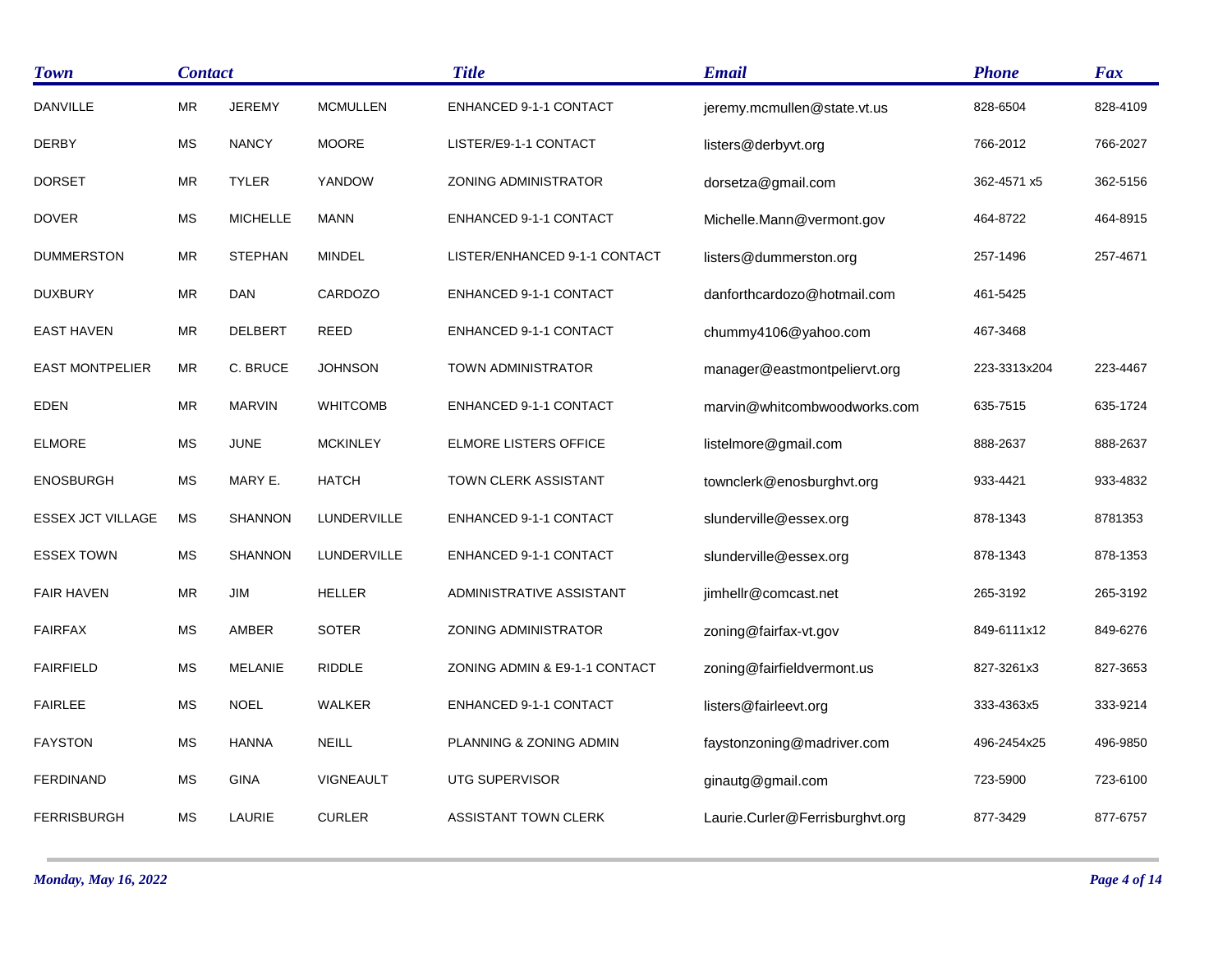| Town | Contact | | | Title | Email | Phone | Fax |
|---|---|---|---|---|---|---|---|
| DANVILLE | MR | JEREMY | MCMULLEN | ENHANCED 9-1-1 CONTACT | jeremy.mcmullen@state.vt.us | 828-6504 | 828-4109 |
| DERBY | MS | NANCY | MOORE | LISTER/E9-1-1 CONTACT | listers@derbyvt.org | 766-2012 | 766-2027 |
| DORSET | MR | TYLER | YANDOW | ZONING ADMINISTRATOR | dorsetza@gmail.com | 362-4571 x5 | 362-5156 |
| DOVER | MS | MICHELLE | MANN | ENHANCED 9-1-1 CONTACT | Michelle.Mann@vermont.gov | 464-8722 | 464-8915 |
| DUMMERSTON | MR | STEPHAN | MINDEL | LISTER/ENHANCED 9-1-1 CONTACT | listers@dummerston.org | 257-1496 | 257-4671 |
| DUXBURY | MR | DAN | CARDOZO | ENHANCED 9-1-1 CONTACT | danforthcardozo@hotmail.com | 461-5425 | |
| EAST HAVEN | MR | DELBERT | REED | ENHANCED 9-1-1 CONTACT | chummy4106@yahoo.com | 467-3468 | |
| EAST MONTPELIER | MR | C. BRUCE | JOHNSON | TOWN ADMINISTRATOR | manager@eastmontpeliervt.org | 223-3313x204 | 223-4467 |
| EDEN | MR | MARVIN | WHITCOMB | ENHANCED 9-1-1 CONTACT | marvin@whitcombwoodworks.com | 635-7515 | 635-1724 |
| ELMORE | MS | JUNE | MCKINLEY | ELMORE LISTERS OFFICE | listelmore@gmail.com | 888-2637 | 888-2637 |
| ENOSBURGH | MS | MARY E. | HATCH | TOWN CLERK ASSISTANT | townclerk@enosburghvt.org | 933-4421 | 933-4832 |
| ESSEX JCT VILLAGE | MS | SHANNON | LUNDERVILLE | ENHANCED 9-1-1 CONTACT | slunderville@essex.org | 878-1343 | 8781353 |
| ESSEX TOWN | MS | SHANNON | LUNDERVILLE | ENHANCED 9-1-1 CONTACT | slunderville@essex.org | 878-1343 | 878-1353 |
| FAIR HAVEN | MR | JIM | HELLER | ADMINISTRATIVE ASSISTANT | jimhellr@comcast.net | 265-3192 | 265-3192 |
| FAIRFAX | MS | AMBER | SOTER | ZONING ADMINISTRATOR | zoning@fairfax-vt.gov | 849-6111x12 | 849-6276 |
| FAIRFIELD | MS | MELANIE | RIDDLE | ZONING ADMIN & E9-1-1 CONTACT | zoning@fairfieldvermont.us | 827-3261x3 | 827-3653 |
| FAIRLEE | MS | NOEL | WALKER | ENHANCED 9-1-1 CONTACT | listers@fairleevt.org | 333-4363x5 | 333-9214 |
| FAYSTON | MS | HANNA | NEILL | PLANNING & ZONING ADMIN | faystonzoning@madriver.com | 496-2454x25 | 496-9850 |
| FERDINAND | MS | GINA | VIGNEAULT | UTG SUPERVISOR | ginautg@gmail.com | 723-5900 | 723-6100 |
| FERRISBURGH | MS | LAURIE | CURLER | ASSISTANT TOWN CLERK | Laurie.Curler@Ferrisburghvt.org | 877-3429 | 877-6757 |

*Monday, May 16, 2022*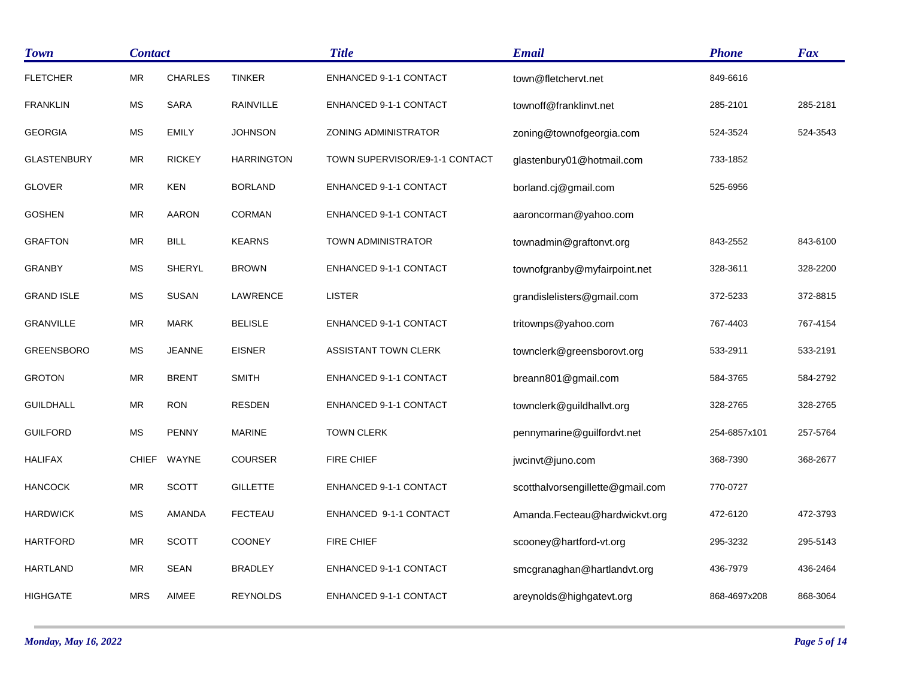| Town | Contact | | | Title | Email | Phone | Fax |
|---|---|---|---|---|---|---|---|
| FLETCHER | MR | CHARLES | TINKER | ENHANCED 9-1-1 CONTACT | town@fletchervt.net | 849-6616 | |
| FRANKLIN | MS | SARA | RAINVILLE | ENHANCED 9-1-1 CONTACT | townoff@franklinvt.net | 285-2101 | 285-2181 |
| GEORGIA | MS | EMILY | JOHNSON | ZONING ADMINISTRATOR | zoning@townofgeorgia.com | 524-3524 | 524-3543 |
| GLASTENBURY | MR | RICKEY | HARRINGTON | TOWN SUPERVISOR/E9-1-1 CONTACT | glastenbury01@hotmail.com | 733-1852 | |
| GLOVER | MR | KEN | BORLAND | ENHANCED 9-1-1 CONTACT | borland.cj@gmail.com | 525-6956 | |
| GOSHEN | MR | AARON | CORMAN | ENHANCED 9-1-1 CONTACT | aaroncorman@yahoo.com | | |
| GRAFTON | MR | BILL | KEARNS | TOWN ADMINISTRATOR | townadmin@graftonvt.org | 843-2552 | 843-6100 |
| GRANBY | MS | SHERYL | BROWN | ENHANCED 9-1-1 CONTACT | townofgranby@myfairpoint.net | 328-3611 | 328-2200 |
| GRAND ISLE | MS | SUSAN | LAWRENCE | LISTER | grandislelisters@gmail.com | 372-5233 | 372-8815 |
| GRANVILLE | MR | MARK | BELISLE | ENHANCED 9-1-1 CONTACT | tritownps@yahoo.com | 767-4403 | 767-4154 |
| GREENSBORO | MS | JEANNE | EISNER | ASSISTANT TOWN CLERK | townclerk@greensborovt.org | 533-2911 | 533-2191 |
| GROTON | MR | BRENT | SMITH | ENHANCED 9-1-1 CONTACT | breann801@gmail.com | 584-3765 | 584-2792 |
| GUILDHALL | MR | RON | RESDEN | ENHANCED 9-1-1 CONTACT | townclerk@guildhallvt.org | 328-2765 | 328-2765 |
| GUILFORD | MS | PENNY | MARINE | TOWN CLERK | pennymarine@guilfordvt.net | 254-6857x101 | 257-5764 |
| HALIFAX | CHIEF | WAYNE | COURSER | FIRE CHIEF | jwcinvt@juno.com | 368-7390 | 368-2677 |
| HANCOCK | MR | SCOTT | GILLETTE | ENHANCED 9-1-1 CONTACT | scotthalvorsengillette@gmail.com | 770-0727 | |
| HARDWICK | MS | AMANDA | FECTEAU | ENHANCED 9-1-1 CONTACT | Amanda.Fecteau@hardwickvt.org | 472-6120 | 472-3793 |
| HARTFORD | MR | SCOTT | COONEY | FIRE CHIEF | scooney@hartford-vt.org | 295-3232 | 295-5143 |
| HARTLAND | MR | SEAN | BRADLEY | ENHANCED 9-1-1 CONTACT | smcgranaghan@hartlandvt.org | 436-7979 | 436-2464 |
| HIGHGATE | MRS | AIMEE | REYNOLDS | ENHANCED 9-1-1 CONTACT | areynolds@highgatevt.org | 868-4697x208 | 868-3064 |

*Monday, May 16, 2022*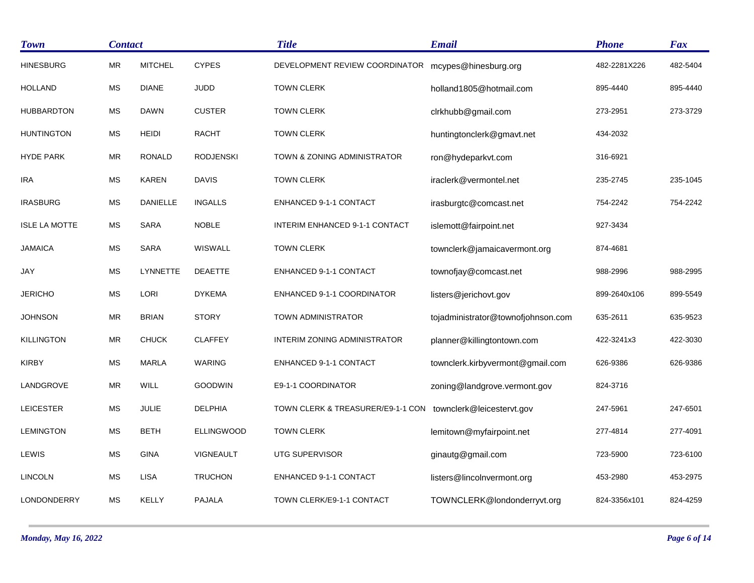| Town | Contact | | | Title | Email | Phone | Fax |
|---|---|---|---|---|---|---|---|
| HINESBURG | MR | MITCHEL | CYPES | DEVELOPMENT REVIEW COORDINATOR | mcypes@hinesburg.org | 482-2281X226 | 482-5404 |
| HOLLAND | MS | DIANE | JUDD | TOWN CLERK | holland1805@hotmail.com | 895-4440 | 895-4440 |
| HUBBARDTON | MS | DAWN | CUSTER | TOWN CLERK | clrkhubb@gmail.com | 273-2951 | 273-3729 |
| HUNTINGTON | MS | HEIDI | RACHT | TOWN CLERK | huntingtonclerk@gmavt.net | 434-2032 | |
| HYDE PARK | MR | RONALD | RODJENSKI | TOWN & ZONING ADMINISTRATOR | ron@hydeparkvt.com | 316-6921 | |
| IRA | MS | KAREN | DAVIS | TOWN CLERK | iraclerk@vermontel.net | 235-2745 | 235-1045 |
| IRASBURG | MS | DANIELLE | INGALLS | ENHANCED 9-1-1 CONTACT | irasburgtc@comcast.net | 754-2242 | 754-2242 |
| ISLE LA MOTTE | MS | SARA | NOBLE | INTERIM ENHANCED 9-1-1 CONTACT | islemott@fairpoint.net | 927-3434 | |
| JAMAICA | MS | SARA | WISWALL | TOWN CLERK | townclerk@jamaicavermont.org | 874-4681 | |
| JAY | MS | LYNNETTE | DEAETTE | ENHANCED 9-1-1 CONTACT | townofjay@comcast.net | 988-2996 | 988-2995 |
| JERICHO | MS | LORI | DYKEMA | ENHANCED 9-1-1 COORDINATOR | listers@jerichovt.gov | 899-2640x106 | 899-5549 |
| JOHNSON | MR | BRIAN | STORY | TOWN ADMINISTRATOR | tojadministrator@townofjohnson.com | 635-2611 | 635-9523 |
| KILLINGTON | MR | CHUCK | CLAFFEY | INTERIM ZONING ADMINISTRATOR | planner@killingtontown.com | 422-3241x3 | 422-3030 |
| KIRBY | MS | MARLA | WARING | ENHANCED 9-1-1 CONTACT | townclerk.kirbyvermont@gmail.com | 626-9386 | 626-9386 |
| LANDGROVE | MR | WILL | GOODWIN | E9-1-1 COORDINATOR | zoning@landgrove.vermont.gov | 824-3716 | |
| LEICESTER | MS | JULIE | DELPHIA | TOWN CLERK & TREASURER/E9-1-1 CON | townclerk@leicestervt.gov | 247-5961 | 247-6501 |
| LEMINGTON | MS | BETH | ELLINGWOOD | TOWN CLERK | lemitown@myfairpoint.net | 277-4814 | 277-4091 |
| LEWIS | MS | GINA | VIGNEAULT | UTG SUPERVISOR | ginautg@gmail.com | 723-5900 | 723-6100 |
| LINCOLN | MS | LISA | TRUCHON | ENHANCED 9-1-1 CONTACT | listers@lincolnvermont.org | 453-2980 | 453-2975 |
| LONDONDERRY | MS | KELLY | PAJALA | TOWN CLERK/E9-1-1 CONTACT | TOWNCLERK@londonderryvt.org | 824-3356x101 | 824-4259 |

*Monday, May 16, 2022*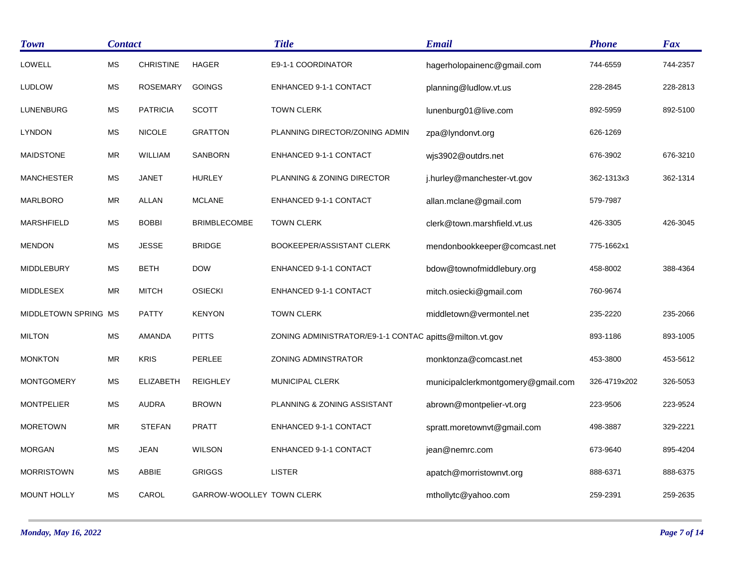| Town | Contact | | | Title | Email | Phone | Fax |
|---|---|---|---|---|---|---|---|
| LOWELL | MS | CHRISTINE | HAGER | E9-1-1 COORDINATOR | hagerholopainenc@gmail.com | 744-6559 | 744-2357 |
| LUDLOW | MS | ROSEMARY | GOINGS | ENHANCED 9-1-1 CONTACT | planning@ludlow.vt.us | 228-2845 | 228-2813 |
| LUNENBURG | MS | PATRICIA | SCOTT | TOWN CLERK | lunenburg01@live.com | 892-5959 | 892-5100 |
| LYNDON | MS | NICOLE | GRATTON | PLANNING DIRECTOR/ZONING ADMIN | zpa@lyndonvt.org | 626-1269 | |
| MAIDSTONE | MR | WILLIAM | SANBORN | ENHANCED 9-1-1 CONTACT | wjs3902@outdrs.net | 676-3902 | 676-3210 |
| MANCHESTER | MS | JANET | HURLEY | PLANNING & ZONING DIRECTOR | j.hurley@manchester-vt.gov | 362-1313x3 | 362-1314 |
| MARLBORO | MR | ALLAN | MCLANE | ENHANCED 9-1-1 CONTACT | allan.mclane@gmail.com | 579-7987 | |
| MARSHFIELD | MS | BOBBI | BRIMBLECOMBE | TOWN CLERK | clerk@town.marshfield.vt.us | 426-3305 | 426-3045 |
| MENDON | MS | JESSE | BRIDGE | BOOKEEPER/ASSISTANT CLERK | mendonbookkeeper@comcast.net | 775-1662x1 | |
| MIDDLEBURY | MS | BETH | DOW | ENHANCED 9-1-1 CONTACT | bdow@townofmiddlebury.org | 458-8002 | 388-4364 |
| MIDDLESEX | MR | MITCH | OSIECKI | ENHANCED 9-1-1 CONTACT | mitch.osiecki@gmail.com | 760-9674 | |
| MIDDLETOWN SPRING | MS | PATTY | KENYON | TOWN CLERK | middletown@vermontel.net | 235-2220 | 235-2066 |
| MILTON | MS | AMANDA | PITTS | ZONING ADMINISTRATOR/E9-1-1 CONTAC | apitts@milton.vt.gov | 893-1186 | 893-1005 |
| MONKTON | MR | KRIS | PERLEE | ZONING ADMINSTRATOR | monktonza@comcast.net | 453-3800 | 453-5612 |
| MONTGOMERY | MS | ELIZABETH | REIGHLEY | MUNICIPAL CLERK | municipalclerkmontgomery@gmail.com | 326-4719x202 | 326-5053 |
| MONTPELIER | MS | AUDRA | BROWN | PLANNING & ZONING ASSISTANT | abrown@montpelier-vt.org | 223-9506 | 223-9524 |
| MORETOWN | MR | STEFAN | PRATT | ENHANCED 9-1-1 CONTACT | spratt.moretownvt@gmail.com | 498-3887 | 329-2221 |
| MORGAN | MS | JEAN | WILSON | ENHANCED 9-1-1 CONTACT | jean@nemrc.com | 673-9640 | 895-4204 |
| MORRISTOWN | MS | ABBIE | GRIGGS | LISTER | apatch@morristownvt.org | 888-6371 | 888-6375 |
| MOUNT HOLLY | MS | CAROL | GARROW-WOOLLEY | TOWN CLERK | mthollytc@yahoo.com | 259-2391 | 259-2635 |

*Monday, May 16, 2022*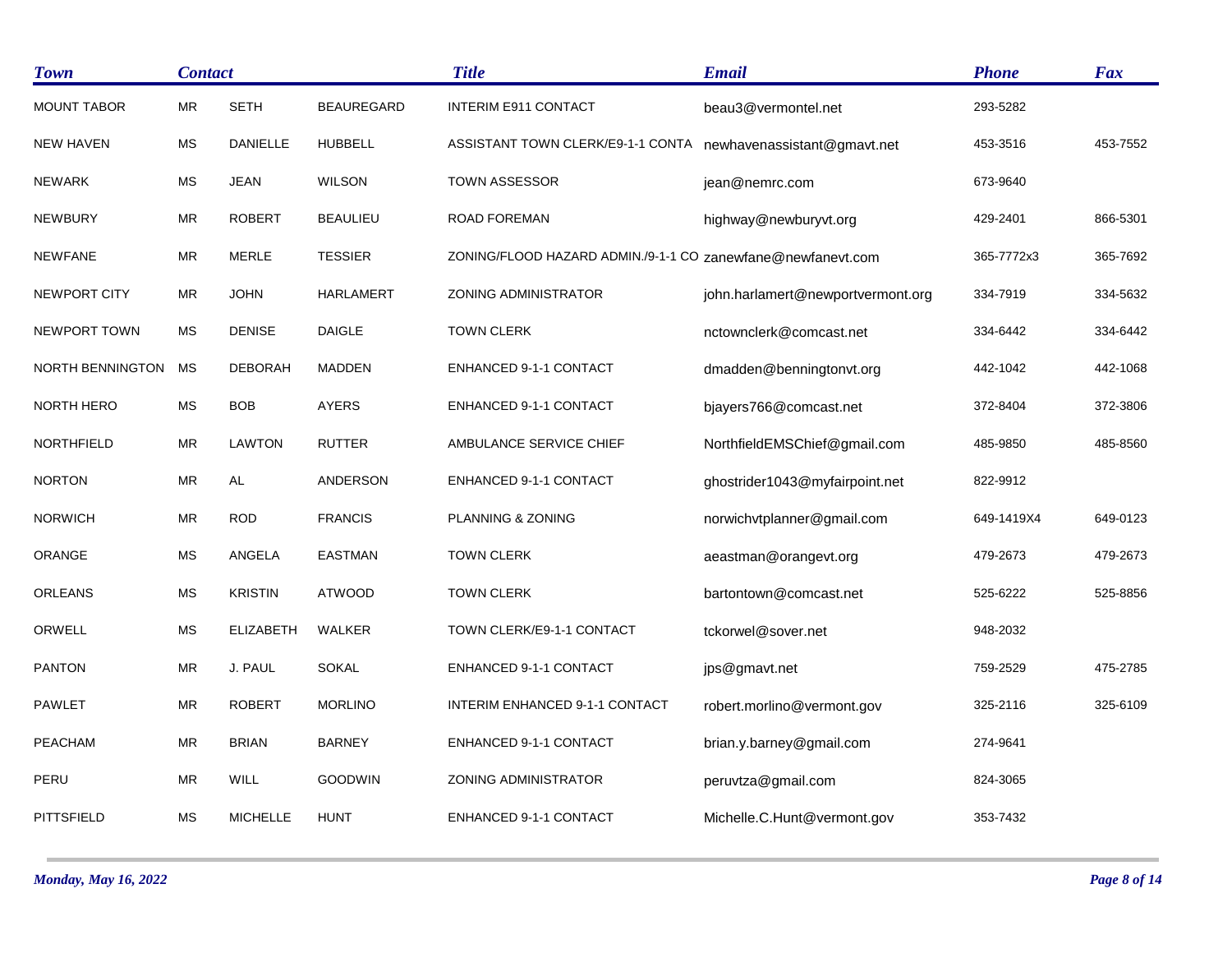| Town | Contact | | | Title | Email | Phone | Fax |
|---|---|---|---|---|---|---|---|
| MOUNT TABOR | MR | SETH | BEAUREGARD | INTERIM E911 CONTACT | beau3@vermontel.net | 293-5282 | |
| NEW HAVEN | MS | DANIELLE | HUBBELL | ASSISTANT TOWN CLERK/E9-1-1 CONTA | newhavenassistant@gmavt.net | 453-3516 | 453-7552 |
| NEWARK | MS | JEAN | WILSON | TOWN ASSESSOR | jean@nemrc.com | 673-9640 | |
| NEWBURY | MR | ROBERT | BEAULIEU | ROAD FOREMAN | highway@newburyvt.org | 429-2401 | 866-5301 |
| NEWFANE | MR | MERLE | TESSIER | ZONING/FLOOD HAZARD ADMIN./9-1-1 CO | zanewfane@newfanevt.com | 365-7772x3 | 365-7692 |
| NEWPORT CITY | MR | JOHN | HARLAMERT | ZONING ADMINISTRATOR | john.harlamert@newportvermont.org | 334-7919 | 334-5632 |
| NEWPORT TOWN | MS | DENISE | DAIGLE | TOWN CLERK | nctownclerk@comcast.net | 334-6442 | 334-6442 |
| NORTH BENNINGTON | MS | DEBORAH | MADDEN | ENHANCED 9-1-1 CONTACT | dmadden@benningtonvt.org | 442-1042 | 442-1068 |
| NORTH HERO | MS | BOB | AYERS | ENHANCED 9-1-1 CONTACT | bjayers766@comcast.net | 372-8404 | 372-3806 |
| NORTHFIELD | MR | LAWTON | RUTTER | AMBULANCE SERVICE CHIEF | NorthfieldEMSChief@gmail.com | 485-9850 | 485-8560 |
| NORTON | MR | AL | ANDERSON | ENHANCED 9-1-1 CONTACT | ghostrider1043@myfairpoint.net | 822-9912 | |
| NORWICH | MR | ROD | FRANCIS | PLANNING & ZONING | norwichvtplanner@gmail.com | 649-1419X4 | 649-0123 |
| ORANGE | MS | ANGELA | EASTMAN | TOWN CLERK | aeastman@orangevt.org | 479-2673 | 479-2673 |
| ORLEANS | MS | KRISTIN | ATWOOD | TOWN CLERK | bartontown@comcast.net | 525-6222 | 525-8856 |
| ORWELL | MS | ELIZABETH | WALKER | TOWN CLERK/E9-1-1 CONTACT | tckorwel@sover.net | 948-2032 | |
| PANTON | MR | J. PAUL | SOKAL | ENHANCED 9-1-1 CONTACT | jps@gmavt.net | 759-2529 | 475-2785 |
| PAWLET | MR | ROBERT | MORLINO | INTERIM ENHANCED 9-1-1 CONTACT | robert.morlino@vermont.gov | 325-2116 | 325-6109 |
| PEACHAM | MR | BRIAN | BARNEY | ENHANCED 9-1-1 CONTACT | brian.y.barney@gmail.com | 274-9641 | |
| PERU | MR | WILL | GOODWIN | ZONING ADMINISTRATOR | peruvtza@gmail.com | 824-3065 | |
| PITTSFIELD | MS | MICHELLE | HUNT | ENHANCED 9-1-1 CONTACT | Michelle.C.Hunt@vermont.gov | 353-7432 | |

*Monday, May 16, 2022*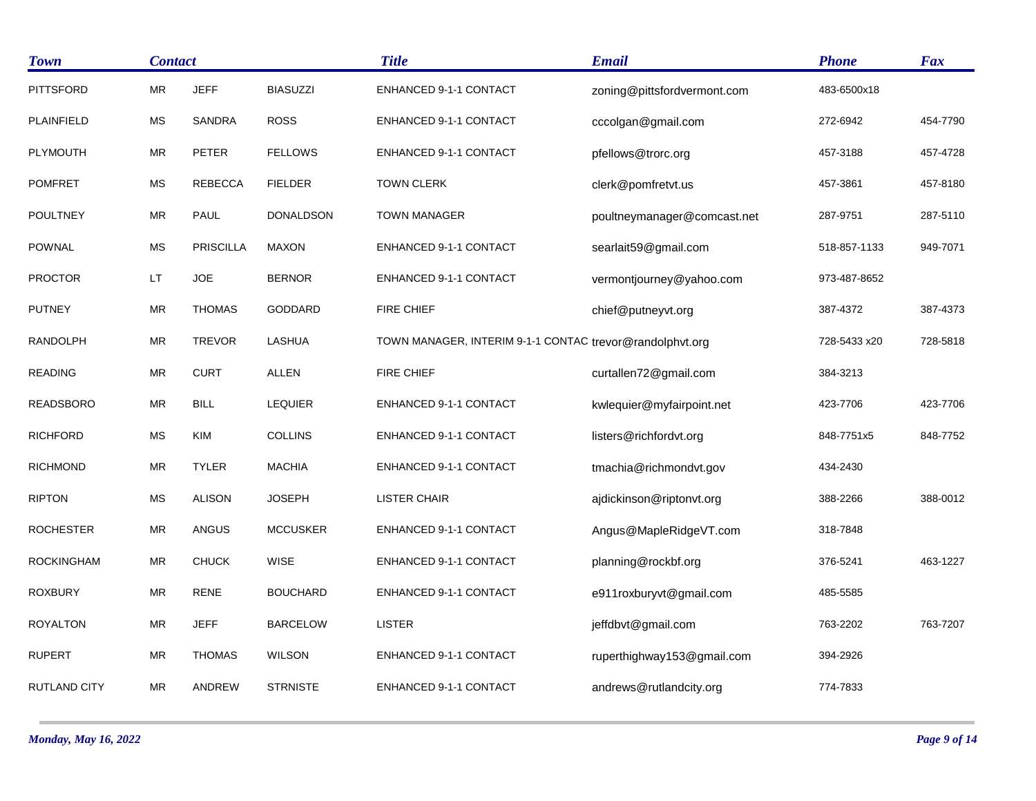| Town | Contact | | | Title | Email | Phone | Fax |
|---|---|---|---|---|---|---|---|
| PITTSFORD | MR | JEFF | BIASUZZI | ENHANCED 9-1-1 CONTACT | zoning@pittsfordvermont.com | 483-6500x18 | |
| PLAINFIELD | MS | SANDRA | ROSS | ENHANCED 9-1-1 CONTACT | cccolgan@gmail.com | 272-6942 | 454-7790 |
| PLYMOUTH | MR | PETER | FELLOWS | ENHANCED 9-1-1 CONTACT | pfellows@trorc.org | 457-3188 | 457-4728 |
| POMFRET | MS | REBECCA | FIELDER | TOWN CLERK | clerk@pomfretvt.us | 457-3861 | 457-8180 |
| POULTNEY | MR | PAUL | DONALDSON | TOWN MANAGER | poultneymanager@comcast.net | 287-9751 | 287-5110 |
| POWNAL | MS | PRISCILLA | MAXON | ENHANCED 9-1-1 CONTACT | searlait59@gmail.com | 518-857-1133 | 949-7071 |
| PROCTOR | LT | JOE | BERNOR | ENHANCED 9-1-1 CONTACT | vermontjourney@yahoo.com | 973-487-8652 | |
| PUTNEY | MR | THOMAS | GODDARD | FIRE CHIEF | chief@putneyvt.org | 387-4372 | 387-4373 |
| RANDOLPH | MR | TREVOR | LASHUA | TOWN MANAGER, INTERIM 9-1-1 CONTAC | trevor@randolphvt.org | 728-5433 x20 | 728-5818 |
| READING | MR | CURT | ALLEN | FIRE CHIEF | curtallen72@gmail.com | 384-3213 | |
| READSBORO | MR | BILL | LEQUIER | ENHANCED 9-1-1 CONTACT | kwlequier@myfairpoint.net | 423-7706 | 423-7706 |
| RICHFORD | MS | KIM | COLLINS | ENHANCED 9-1-1 CONTACT | listers@richfordvt.org | 848-7751x5 | 848-7752 |
| RICHMOND | MR | TYLER | MACHIA | ENHANCED 9-1-1 CONTACT | tmachia@richmondvt.gov | 434-2430 | |
| RIPTON | MS | ALISON | JOSEPH | LISTER CHAIR | ajdickinson@riptonvt.org | 388-2266 | 388-0012 |
| ROCHESTER | MR | ANGUS | MCCUSKER | ENHANCED 9-1-1 CONTACT | Angus@MapleRidgeVT.com | 318-7848 | |
| ROCKINGHAM | MR | CHUCK | WISE | ENHANCED 9-1-1 CONTACT | planning@rockbf.org | 376-5241 | 463-1227 |
| ROXBURY | MR | RENE | BOUCHARD | ENHANCED 9-1-1 CONTACT | e911roxburyvt@gmail.com | 485-5585 | |
| ROYALTON | MR | JEFF | BARCELOW | LISTER | jeffdbvt@gmail.com | 763-2202 | 763-7207 |
| RUPERT | MR | THOMAS | WILSON | ENHANCED 9-1-1 CONTACT | ruperthighway153@gmail.com | 394-2926 | |
| RUTLAND CITY | MR | ANDREW | STRNISTE | ENHANCED 9-1-1 CONTACT | andrews@rutlandcity.org | 774-7833 | |

*Monday, May 16, 2022*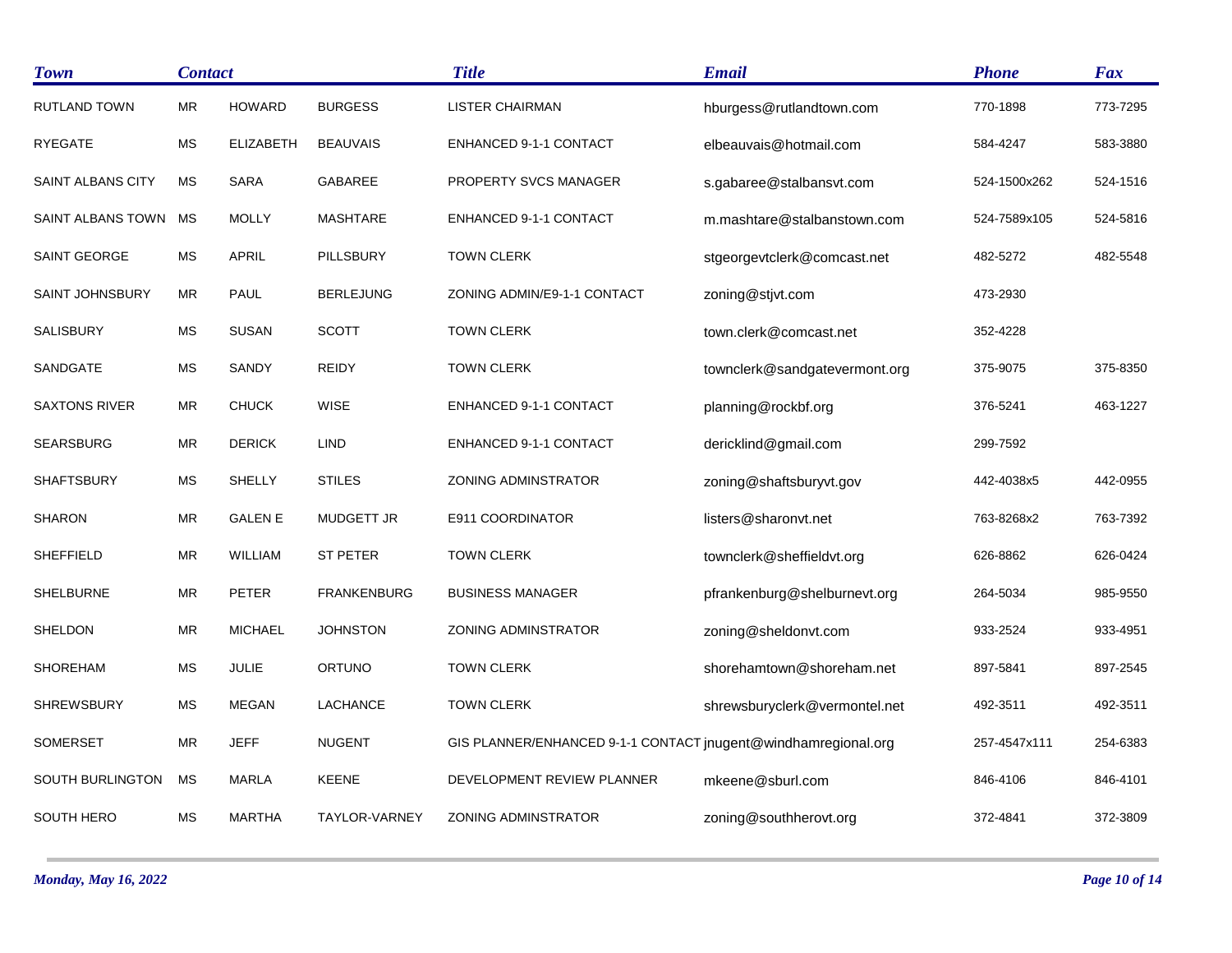| Town | Contact | | | Title | Email | Phone | Fax |
|---|---|---|---|---|---|---|---|
| RUTLAND TOWN | MR | HOWARD | BURGESS | LISTER CHAIRMAN | hburgess@rutlandtown.com | 770-1898 | 773-7295 |
| RYEGATE | MS | ELIZABETH | BEAUVAIS | ENHANCED 9-1-1 CONTACT | elbeauvais@hotmail.com | 584-4247 | 583-3880 |
| SAINT ALBANS CITY | MS | SARA | GABAREE | PROPERTY SVCS MANAGER | s.gabaree@stalbansvt.com | 524-1500x262 | 524-1516 |
| SAINT ALBANS TOWN | MS | MOLLY | MASHTARE | ENHANCED 9-1-1 CONTACT | m.mashtare@stalbanstown.com | 524-7589x105 | 524-5816 |
| SAINT GEORGE | MS | APRIL | PILLSBURY | TOWN CLERK | stgeorgevtclerk@comcast.net | 482-5272 | 482-5548 |
| SAINT JOHNSBURY | MR | PAUL | BERLEJUNG | ZONING ADMIN/E9-1-1 CONTACT | zoning@stjvt.com | 473-2930 | |
| SALISBURY | MS | SUSAN | SCOTT | TOWN CLERK | town.clerk@comcast.net | 352-4228 | |
| SANDGATE | MS | SANDY | REIDY | TOWN CLERK | townclerk@sandgatevermont.org | 375-9075 | 375-8350 |
| SAXTONS RIVER | MR | CHUCK | WISE | ENHANCED 9-1-1 CONTACT | planning@rockbf.org | 376-5241 | 463-1227 |
| SEARSBURG | MR | DERICK | LIND | ENHANCED 9-1-1 CONTACT | dericklind@gmail.com | 299-7592 | |
| SHAFTSBURY | MS | SHELLY | STILES | ZONING ADMINSTRATOR | zoning@shaftsburyvt.gov | 442-4038x5 | 442-0955 |
| SHARON | MR | GALEN E | MUDGETT JR | E911 COORDINATOR | listers@sharonvt.net | 763-8268x2 | 763-7392 |
| SHEFFIELD | MR | WILLIAM | ST PETER | TOWN CLERK | townclerk@sheffieldvt.org | 626-8862 | 626-0424 |
| SHELBURNE | MR | PETER | FRANKENBURG | BUSINESS MANAGER | pfrankenburg@shelburnevt.org | 264-5034 | 985-9550 |
| SHELDON | MR | MICHAEL | JOHNSTON | ZONING ADMINSTRATOR | zoning@sheldonvt.com | 933-2524 | 933-4951 |
| SHOREHAM | MS | JULIE | ORTUNO | TOWN CLERK | shorehamtown@shoreham.net | 897-5841 | 897-2545 |
| SHREWSBURY | MS | MEGAN | LACHANCE | TOWN CLERK | shrewsburyclerk@vermontel.net | 492-3511 | 492-3511 |
| SOMERSET | MR | JEFF | NUGENT | GIS PLANNER/ENHANCED 9-1-1 CONTACT | jnugent@windhamregional.org | 257-4547x111 | 254-6383 |
| SOUTH BURLINGTON | MS | MARLA | KEENE | DEVELOPMENT REVIEW PLANNER | mkeene@sburl.com | 846-4106 | 846-4101 |
| SOUTH HERO | MS | MARTHA | TAYLOR-VARNEY | ZONING ADMINSTRATOR | zoning@southherovt.org | 372-4841 | 372-3809 |

*Monday, May 16, 2022*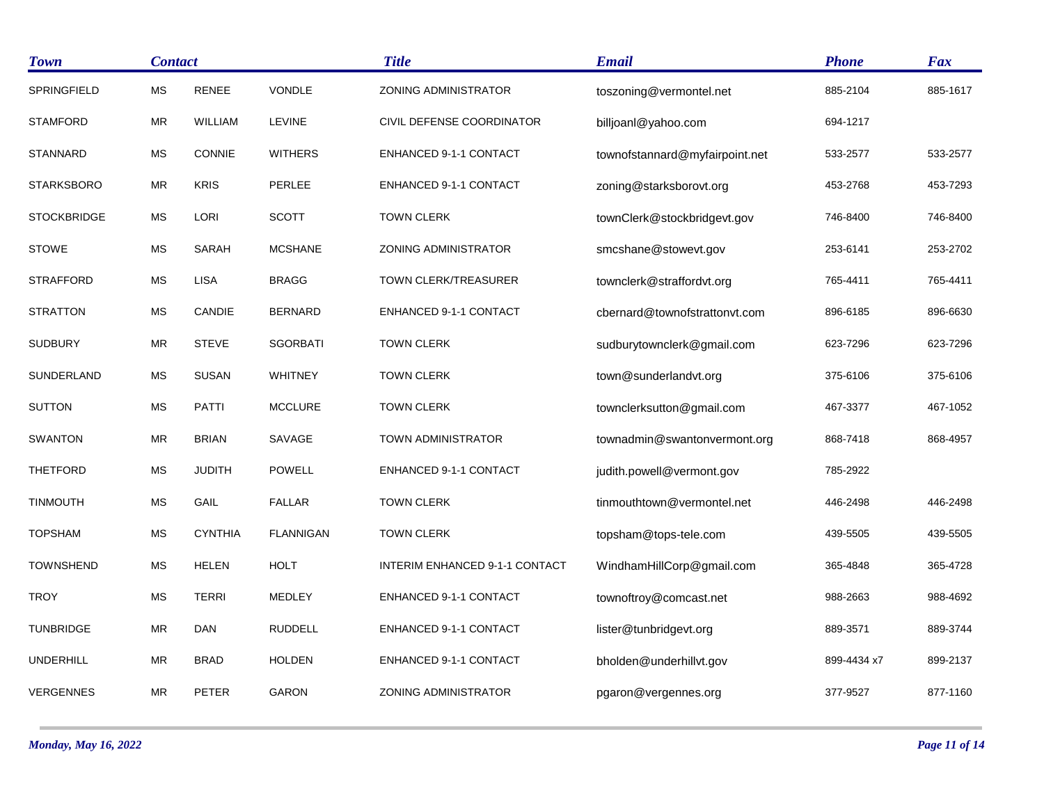| Town | Contact | | | Title | Email | Phone | Fax |
|---|---|---|---|---|---|---|---|
| SPRINGFIELD | MS | RENEE | VONDLE | ZONING ADMINISTRATOR | toszoning@vermontel.net | 885-2104 | 885-1617 |
| STAMFORD | MR | WILLIAM | LEVINE | CIVIL DEFENSE COORDINATOR | billjoanl@yahoo.com | 694-1217 | |
| STANNARD | MS | CONNIE | WITHERS | ENHANCED 9-1-1 CONTACT | townofstannard@myfairpoint.net | 533-2577 | 533-2577 |
| STARKSBORO | MR | KRIS | PERLEE | ENHANCED 9-1-1 CONTACT | zoning@starksborovt.org | 453-2768 | 453-7293 |
| STOCKBRIDGE | MS | LORI | SCOTT | TOWN CLERK | townClerk@stockbridgevt.gov | 746-8400 | 746-8400 |
| STOWE | MS | SARAH | MCSHANE | ZONING ADMINISTRATOR | smcshane@stowevt.gov | 253-6141 | 253-2702 |
| STRAFFORD | MS | LISA | BRAGG | TOWN CLERK/TREASURER | townclerk@straffordvt.org | 765-4411 | 765-4411 |
| STRATTON | MS | CANDIE | BERNARD | ENHANCED 9-1-1 CONTACT | cbernard@townofstrattonvt.com | 896-6185 | 896-6630 |
| SUDBURY | MR | STEVE | SGORBATI | TOWN CLERK | sudburytownclerk@gmail.com | 623-7296 | 623-7296 |
| SUNDERLAND | MS | SUSAN | WHITNEY | TOWN CLERK | town@sunderlandvt.org | 375-6106 | 375-6106 |
| SUTTON | MS | PATTI | MCCLURE | TOWN CLERK | townclerksutton@gmail.com | 467-3377 | 467-1052 |
| SWANTON | MR | BRIAN | SAVAGE | TOWN ADMINISTRATOR | townadmin@swantonvermont.org | 868-7418 | 868-4957 |
| THETFORD | MS | JUDITH | POWELL | ENHANCED 9-1-1 CONTACT | judith.powell@vermont.gov | 785-2922 | |
| TINMOUTH | MS | GAIL | FALLAR | TOWN CLERK | tinmouthtown@vermontel.net | 446-2498 | 446-2498 |
| TOPSHAM | MS | CYNTHIA | FLANNIGAN | TOWN CLERK | topsham@tops-tele.com | 439-5505 | 439-5505 |
| TOWNSHEND | MS | HELEN | HOLT | INTERIM ENHANCED 9-1-1 CONTACT | WindhamHillCorp@gmail.com | 365-4848 | 365-4728 |
| TROY | MS | TERRI | MEDLEY | ENHANCED 9-1-1 CONTACT | townoftroy@comcast.net | 988-2663 | 988-4692 |
| TUNBRIDGE | MR | DAN | RUDDELL | ENHANCED 9-1-1 CONTACT | lister@tunbridgevt.org | 889-3571 | 889-3744 |
| UNDERHILL | MR | BRAD | HOLDEN | ENHANCED 9-1-1 CONTACT | bholden@underhillvt.gov | 899-4434 x7 | 899-2137 |
| VERGENNES | MR | PETER | GARON | ZONING ADMINISTRATOR | pgaron@vergennes.org | 377-9527 | 877-1160 |

*Monday, May 16, 2022*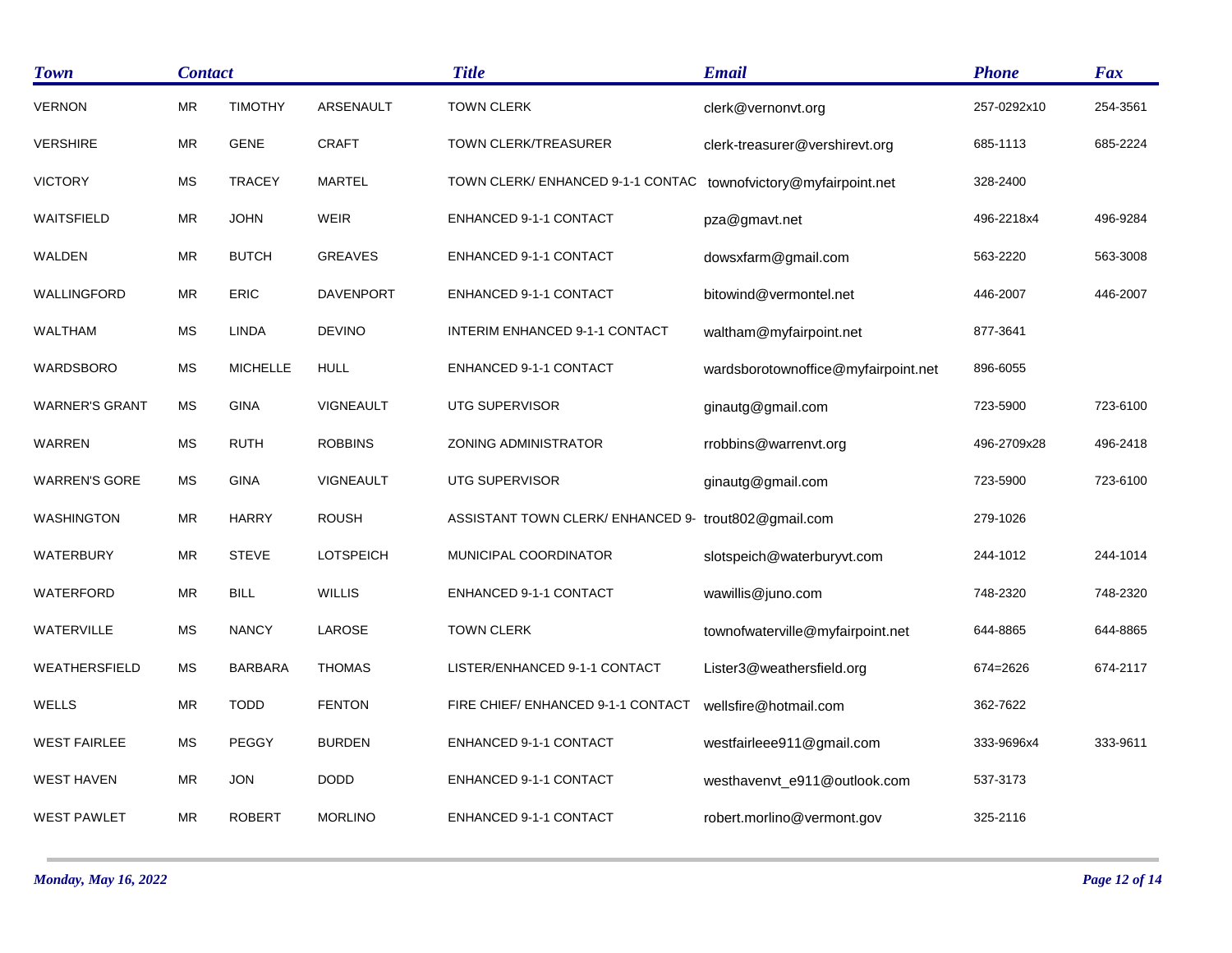| Town | Contact | | | Title | Email | Phone | Fax |
|---|---|---|---|---|---|---|---|
| VERNON | MR | TIMOTHY | ARSENAULT | TOWN CLERK | clerk@vernonvt.org | 257-0292x10 | 254-3561 |
| VERSHIRE | MR | GENE | CRAFT | TOWN CLERK/TREASURER | clerk-treasurer@vershirevt.org | 685-1113 | 685-2224 |
| VICTORY | MS | TRACEY | MARTEL | TOWN CLERK/ ENHANCED 9-1-1 CONTAC | townofvictory@myfairpoint.net | 328-2400 | |
| WAITSFIELD | MR | JOHN | WEIR | ENHANCED 9-1-1 CONTACT | pza@gmavt.net | 496-2218x4 | 496-9284 |
| WALDEN | MR | BUTCH | GREAVES | ENHANCED 9-1-1 CONTACT | dowsxfarm@gmail.com | 563-2220 | 563-3008 |
| WALLINGFORD | MR | ERIC | DAVENPORT | ENHANCED 9-1-1 CONTACT | bitowind@vermontel.net | 446-2007 | 446-2007 |
| WALTHAM | MS | LINDA | DEVINO | INTERIM ENHANCED 9-1-1 CONTACT | waltham@myfairpoint.net | 877-3641 | |
| WARDSBORO | MS | MICHELLE | HULL | ENHANCED 9-1-1 CONTACT | wardsborotownoffice@myfairpoint.net | 896-6055 | |
| WARNER'S GRANT | MS | GINA | VIGNEAULT | UTG SUPERVISOR | ginautg@gmail.com | 723-5900 | 723-6100 |
| WARREN | MS | RUTH | ROBBINS | ZONING ADMINISTRATOR | rrobbins@warrenvt.org | 496-2709x28 | 496-2418 |
| WARREN'S GORE | MS | GINA | VIGNEAULT | UTG SUPERVISOR | ginautg@gmail.com | 723-5900 | 723-6100 |
| WASHINGTON | MR | HARRY | ROUSH | ASSISTANT TOWN CLERK/ ENHANCED 9- | trout802@gmail.com | 279-1026 | |
| WATERBURY | MR | STEVE | LOTSPEICH | MUNICIPAL COORDINATOR | slotspeich@waterburyvt.com | 244-1012 | 244-1014 |
| WATERFORD | MR | BILL | WILLIS | ENHANCED 9-1-1 CONTACT | wawillis@juno.com | 748-2320 | 748-2320 |
| WATERVILLE | MS | NANCY | LAROSE | TOWN CLERK | townofwaterville@myfairpoint.net | 644-8865 | 644-8865 |
| WEATHERSFIELD | MS | BARBARA | THOMAS | LISTER/ENHANCED 9-1-1 CONTACT | Lister3@weathersfield.org | 674=2626 | 674-2117 |
| WELLS | MR | TODD | FENTON | FIRE CHIEF/ ENHANCED 9-1-1 CONTACT | wellsfire@hotmail.com | 362-7622 | |
| WEST FAIRLEE | MS | PEGGY | BURDEN | ENHANCED 9-1-1 CONTACT | westfairleee911@gmail.com | 333-9696x4 | 333-9611 |
| WEST HAVEN | MR | JON | DODD | ENHANCED 9-1-1 CONTACT | westhavenvt_e911@outlook.com | 537-3173 | |
| WEST PAWLET | MR | ROBERT | MORLINO | ENHANCED 9-1-1 CONTACT | robert.morlino@vermont.gov | 325-2116 | |

*Monday, May 16, 2022*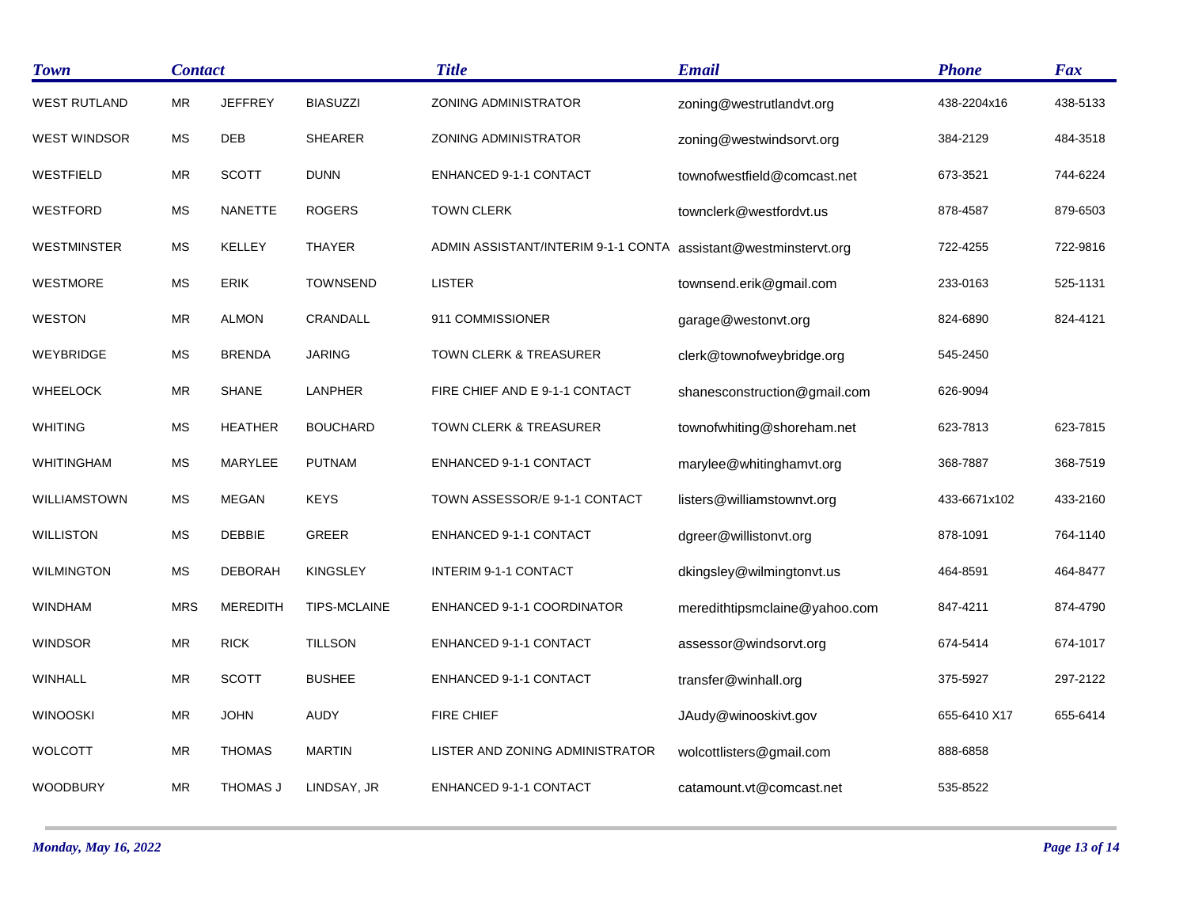| Town | Contact | | | Title | Email | Phone | Fax |
|---|---|---|---|---|---|---|---|
| WEST RUTLAND | MR | JEFFREY | BIASUZZI | ZONING ADMINISTRATOR | zoning@westrutlandvt.org | 438-2204x16 | 438-5133 |
| WEST WINDSOR | MS | DEB | SHEARER | ZONING ADMINISTRATOR | zoning@westwindsorvt.org | 384-2129 | 484-3518 |
| WESTFIELD | MR | SCOTT | DUNN | ENHANCED 9-1-1 CONTACT | townofwestfield@comcast.net | 673-3521 | 744-6224 |
| WESTFORD | MS | NANETTE | ROGERS | TOWN CLERK | townclerk@westfordvt.us | 878-4587 | 879-6503 |
| WESTMINSTER | MS | KELLEY | THAYER | ADMIN ASSISTANT/INTERIM 9-1-1 CONTA | assistant@westminstervt.org | 722-4255 | 722-9816 |
| WESTMORE | MS | ERIK | TOWNSEND | LISTER | townsend.erik@gmail.com | 233-0163 | 525-1131 |
| WESTON | MR | ALMON | CRANDALL | 911 COMMISSIONER | garage@westonvt.org | 824-6890 | 824-4121 |
| WEYBRIDGE | MS | BRENDA | JARING | TOWN CLERK & TREASURER | clerk@townofweybridge.org | 545-2450 | |
| WHEELOCK | MR | SHANE | LANPHER | FIRE CHIEF AND E 9-1-1 CONTACT | shanesconstruction@gmail.com | 626-9094 | |
| WHITING | MS | HEATHER | BOUCHARD | TOWN CLERK & TREASURER | townofwhiting@shoreham.net | 623-7813 | 623-7815 |
| WHITINGHAM | MS | MARYLEE | PUTNAM | ENHANCED 9-1-1 CONTACT | marylee@whitinghamvt.org | 368-7887 | 368-7519 |
| WILLIAMSTOWN | MS | MEGAN | KEYS | TOWN ASSESSOR/E 9-1-1 CONTACT | listers@williamstownvt.org | 433-6671x102 | 433-2160 |
| WILLISTON | MS | DEBBIE | GREER | ENHANCED 9-1-1 CONTACT | dgreer@willistonvt.org | 878-1091 | 764-1140 |
| WILMINGTON | MS | DEBORAH | KINGSLEY | INTERIM 9-1-1 CONTACT | dkingsley@wilmingtonvt.us | 464-8591 | 464-8477 |
| WINDHAM | MRS | MEREDITH | TIPS-MCLAINE | ENHANCED 9-1-1 COORDINATOR | meredithtipsmclaine@yahoo.com | 847-4211 | 874-4790 |
| WINDSOR | MR | RICK | TILLSON | ENHANCED 9-1-1 CONTACT | assessor@windsorvt.org | 674-5414 | 674-1017 |
| WINHALL | MR | SCOTT | BUSHEE | ENHANCED 9-1-1 CONTACT | transfer@winhall.org | 375-5927 | 297-2122 |
| WINOOSKI | MR | JOHN | AUDY | FIRE CHIEF | JAudy@winooskivt.gov | 655-6410 X17 | 655-6414 |
| WOLCOTT | MR | THOMAS | MARTIN | LISTER AND ZONING ADMINISTRATOR | wolcottlisters@gmail.com | 888-6858 | |
| WOODBURY | MR | THOMAS J | LINDSAY, JR | ENHANCED 9-1-1 CONTACT | catamount.vt@comcast.net | 535-8522 | |

*Monday, May 16, 2022*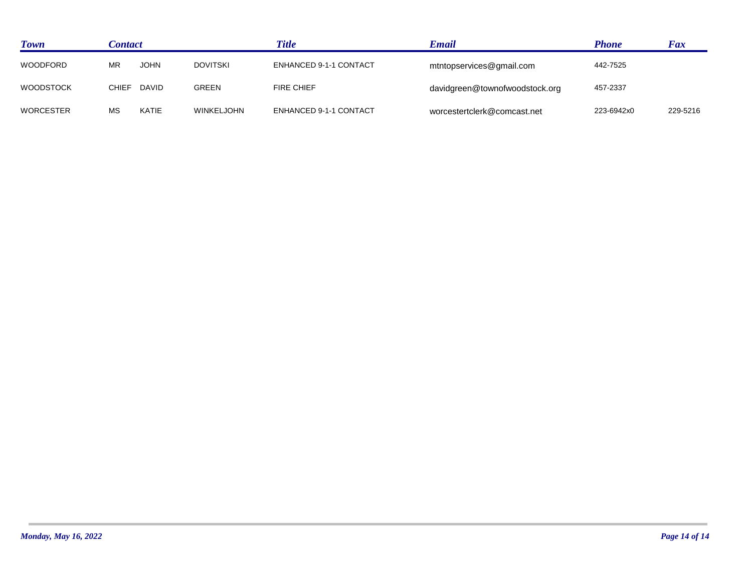| Town | Contact | | | Title | Email | Phone | Fax |
|---|---|---|---|---|---|---|---|
| WOODFORD | MR | JOHN | DOVITSKI | ENHANCED 9-1-1 CONTACT | mtntopservices@gmail.com | 442-7525 | |
| WOODSTOCK | CHIEF | DAVID | GREEN | FIRE CHIEF | davidgreen@townofwoodstock.org | 457-2337 | |
| WORCESTER | MS | KATIE | WINKELJOHN | ENHANCED 9-1-1 CONTACT | worcestertclerk@comcast.net | 223-6942x0 | 229-5216 |